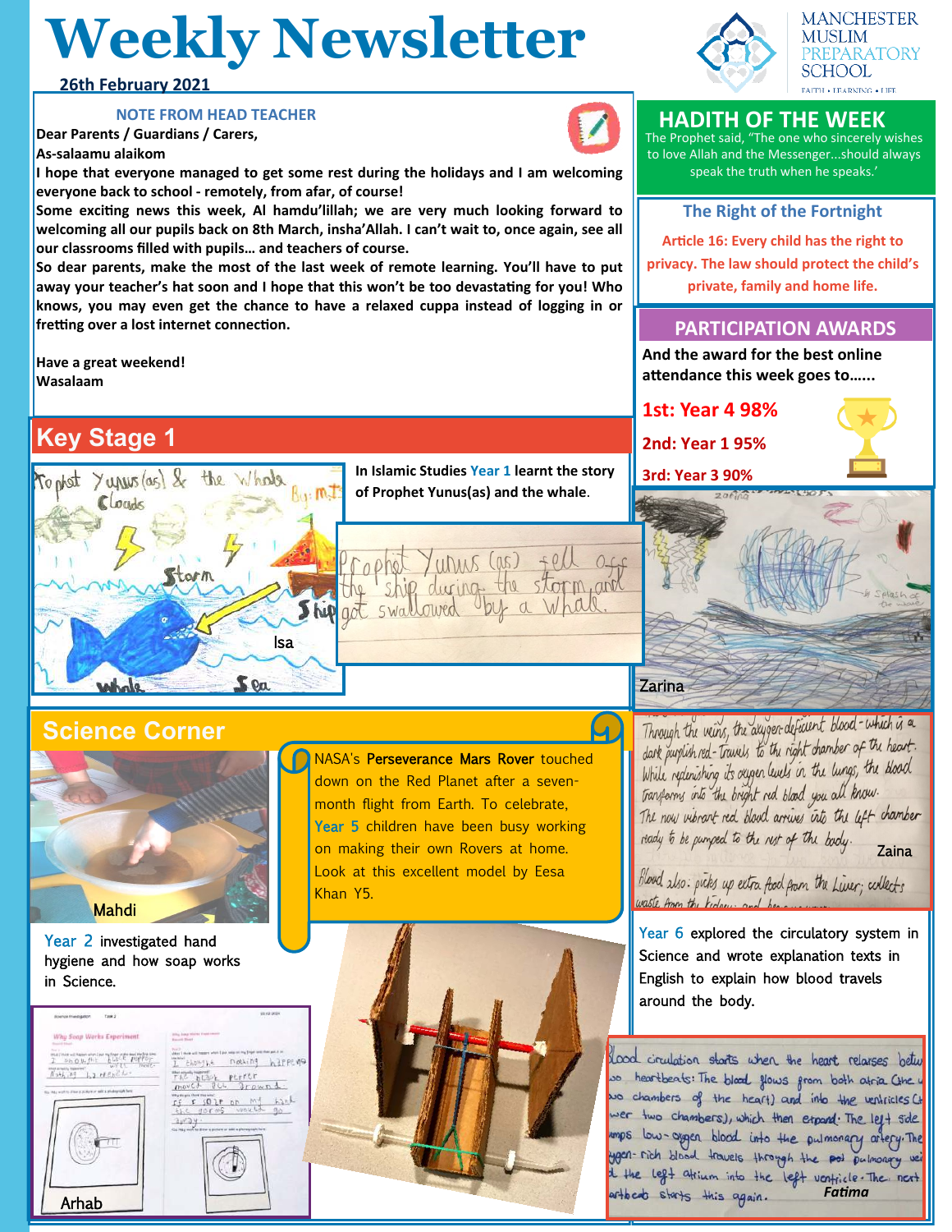# Weekly Newsletter

**26th February 2021**

MANCHESTER MUSLIM PREPARATORY SCHOOL

FAITH • LEARNING • LIFE

## NOTE FROM HEAD TEACHER

**Dear Parents / Guardians / Carers,**

**As-salaamu alaikom**

**I hope that everyone managed to get some rest during the holidays and I am welcoming everyone back to school - remotely, from afar, of course!**

**Some exciting news this week, Al hamdu'lillah; we are very much looking forward to welcoming all our pupils back on 8th March, insha'Allah. I can't wait to, once again, see all our classrooms filled with pupils... and teachers of course.**

**So dear parents, make the most of the last week of remote learning. You'll have to put away your teacher's hat soon and I hope that this won't be too devastating for you! Who knows, you may even get the chance to have a relaxed cuppa instead of logging in or fretting over a lost internet connection.**

**Have a great weekend!**

**Wasalaam**

## HADITH OF THE WEEK

The Prophet said, "The one who sincerely wishes to love Allah and the Messenger...should always speak the truth when he speaks.'

## The Right of the Fortnight

**Article 16: Every child has the right to privacy. The law should protect the child's private, family and home life.**

## PARTICIPATION AWARDS

**And the award for the best online attendance this week goes to......**

**1st: Year 4 98%**

**2nd: Year 1 95%**

**3rd: Year 3 90%**

## Key Stage 1

**In Islamic Studies Year 1 learnt the story of Prophet Yunus(as) and the whale.**

Isa

Zarina

## Science Corner

NASA's **Perseverance Mars Rover** touched down on the Red Planet after a seven-month flight from Earth. To celebrate, Year 5 children have been busy working on making their own Rovers at home. Look at this excellent model by Eesa Khan Y5.

Mahdi

Year 2 investigated hand hygiene and how soap works in Science.

Arhab

Zaina

Year 6 explored the circulatory system in Science and wrote explanation texts in English to explain how blood travels around the body.

Fatima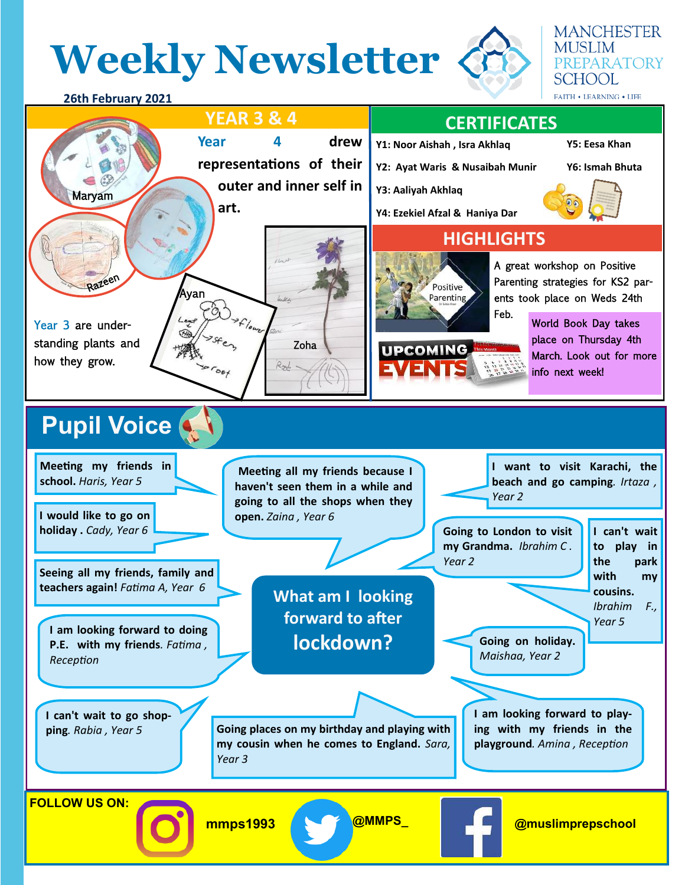# Weekly Newsletter

MANCHESTER MUSLIM PREPARATORY SCHOOL

FAITH • LEARNING • LIFE

**26th February 2021**

## YEAR 3 & 4

Year 4 drew representations of their outer and inner self in art.

Maryam

Razeen

Year 3 are understanding plants and how they grow.

Ayan

Zoha

## CERTIFICATES

- **Y1:** Noor Aishah , Isra Akhlaq
- **Y2:** Ayat Waris & Nusaibah Munir
- **Y3:** Aaliyah Akhlaq
- **Y4:** Ezekiel Afzal & Haniya Dar
- **Y5:** Eesa Khan
- **Y6:** Ismah Bhuta

## HIGHLIGHTS

A great workshop on Positive Parenting strategies for KS2 parents took place on Weds 24th Feb.

UPCOMING EVENTS

World Book Day takes place on Thursday 4th March. Look out for more info next week!

## Pupil Voice

### What am I looking forward to after lockdown?

- **Meeting my friends in school.** *Haris, Year 5*
- **I would like to go on holiday .** *Cady, Year 6*
- **Seeing all my friends, family and teachers again!** *Fatima A, Year 6*
- **I am looking forward to doing P.E. with my friends.** *Fatima , Reception*
- **I can't wait to go shopping.** *Rabia , Year 5*
- **Meeting all my friends because I haven't seen them in a while and going to all the shops when they open.** *Zaina , Year 6*
- **Going places on my birthday and playing with my cousin when he comes to England.** *Sara, Year 3*
- **I want to visit Karachi, the beach and go camping.** *Irtaza , Year 2*
- **Going to London to visit my Grandma.** *Ibrahim C . Year 2*
- **I can't wait to play in the park with my cousins.** *Ibrahim F., Year 5*
- **Going on holiday.** *Maishaa, Year 2*
- **I am looking forward to playing with my friends in the playground.** *Amina , Reception*

**FOLLOW US ON:**

mmps1993

@MMPS_

@muslimprepschool